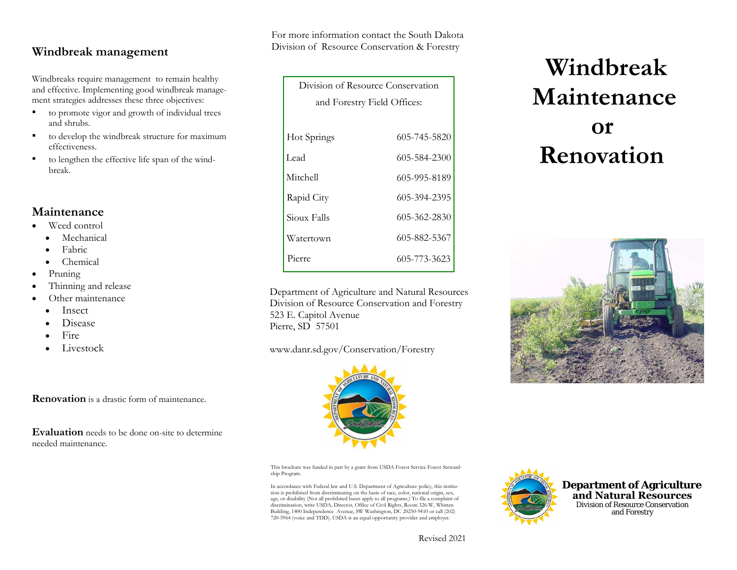## Windbreak management

Windbreaks require management to remain healthy and effective. Implementing good windbreak management strategies addresses these three objectives:

- to promote vigor and growth of individual trees and shrubs.
- to develop the windbreak structure for maximum effectiveness.
- to lengthen the effective life span of the windbreak.

## Maintenance

- Weed control
  - Mechanical
  - Fabric
  - Chemical
- Pruning
- Thinning and release
- Other maintenance
  - Insect
  - Disease
  - Fire
  - Livestock

**Renovation** is a drastic form of maintenance.

**Evaluation** needs to be done on-site to determine needed maintenance.

For more information contact the South Dakota Division of Resource Conservation & Forestry

| Division of Resource Conservation and Forestry Field Offices: | |
|---|---|
| Hot Springs | 605-745-5820 |
| Lead | 605-584-2300 |
| Mitchell | 605-995-8189 |
| Rapid City | 605-394-2395 |
| Sioux Falls | 605-362-2830 |
| Watertown | 605-882-5367 |
| Pierre | 605-773-3623 |

Department of Agriculture and Natural Resources
Division of Resource Conservation and Forestry
523 E. Capitol Avenue
Pierre, SD 57501

www.danr.sd.gov/Conservation/Forestry

This brochure was funded in part by a grant from USDA Forest Service Forest Stewardship Program.

In accordance with Federal law and U.S. Department of Agriculture policy, this institution is prohibited from discriminating on the basis of race, color, national origin, sex, age, or disability (Not all prohibited bases apply to all programs.) To file a complaint of discrimination, write USDA, Director, Office of Civil Rights, Room 326-W, Whitten Building, 1400 Independence Avenue, SW Washington, DC 20250-9410 or call (202) 720-5964 (voice and TDD). USDA is an equal opportunity provider and employer.

Revised 2021

# Windbreak Maintenance or Renovation

**Department of Agriculture and Natural Resources**
Division of Resource Conservation and Forestry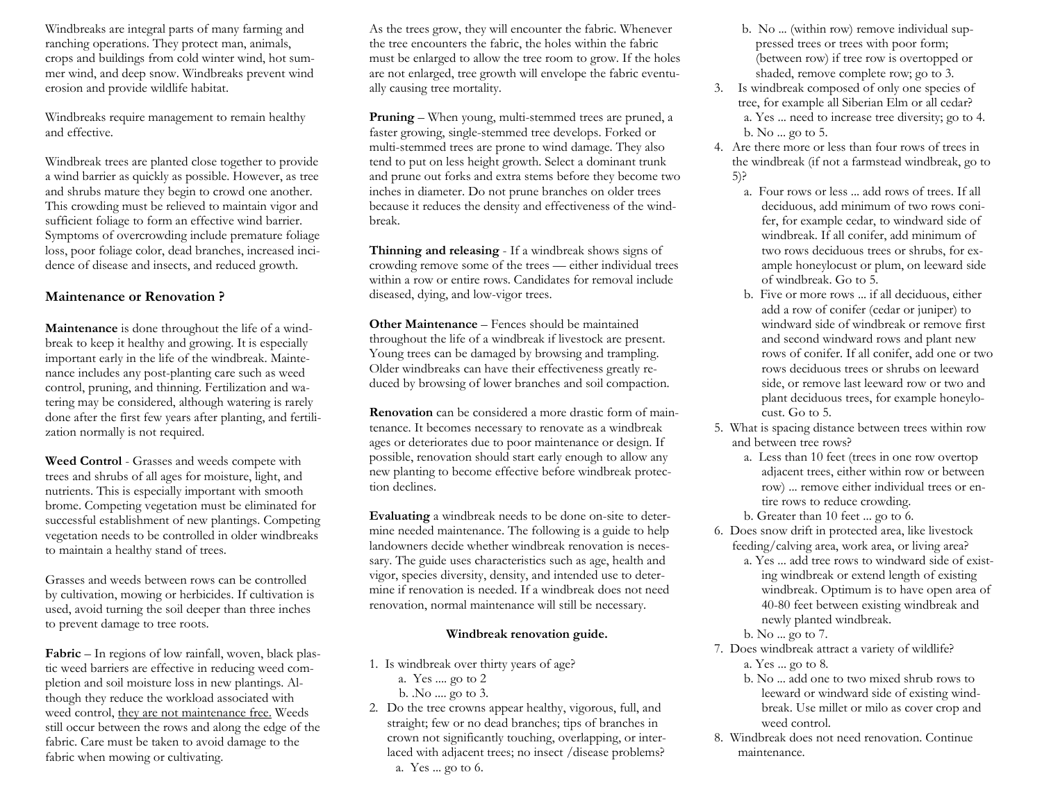Windbreaks are integral parts of many farming and ranching operations. They protect man, animals, crops and buildings from cold winter wind, hot summer wind, and deep snow. Windbreaks prevent wind erosion and provide wildlife habitat.

Windbreaks require management to remain healthy and effective.

Windbreak trees are planted close together to provide a wind barrier as quickly as possible. However, as tree and shrubs mature they begin to crowd one another. This crowding must be relieved to maintain vigor and sufficient foliage to form an effective wind barrier. Symptoms of overcrowding include premature foliage loss, poor foliage color, dead branches, increased incidence of disease and insects, and reduced growth.

## Maintenance or Renovation ?

**Maintenance** is done throughout the life of a windbreak to keep it healthy and growing. It is especially important early in the life of the windbreak. Maintenance includes any post-planting care such as weed control, pruning, and thinning. Fertilization and watering may be considered, although watering is rarely done after the first few years after planting, and fertilization normally is not required.

**Weed Control** - Grasses and weeds compete with trees and shrubs of all ages for moisture, light, and nutrients. This is especially important with smooth brome. Competing vegetation must be eliminated for successful establishment of new plantings. Competing vegetation needs to be controlled in older windbreaks to maintain a healthy stand of trees.

Grasses and weeds between rows can be controlled by cultivation, mowing or herbicides. If cultivation is used, avoid turning the soil deeper than three inches to prevent damage to tree roots.

**Fabric** – In regions of low rainfall, woven, black plastic weed barriers are effective in reducing weed completion and soil moisture loss in new plantings. Although they reduce the workload associated with weed control, <u>they are not maintenance free.</u> Weeds still occur between the rows and along the edge of the fabric. Care must be taken to avoid damage to the fabric when mowing or cultivating.

As the trees grow, they will encounter the fabric. Whenever the tree encounters the fabric, the holes within the fabric must be enlarged to allow the tree room to grow. If the holes are not enlarged, tree growth will envelope the fabric eventually causing tree mortality.

**Pruning** – When young, multi-stemmed trees are pruned, a faster growing, single-stemmed tree develops. Forked or multi-stemmed trees are prone to wind damage. They also tend to put on less height growth. Select a dominant trunk and prune out forks and extra stems before they become two inches in diameter. Do not prune branches on older trees because it reduces the density and effectiveness of the windbreak.

**Thinning and releasing** - If a windbreak shows signs of crowding remove some of the trees — either individual trees within a row or entire rows. Candidates for removal include diseased, dying, and low-vigor trees.

**Other Maintenance** – Fences should be maintained throughout the life of a windbreak if livestock are present. Young trees can be damaged by browsing and trampling. Older windbreaks can have their effectiveness greatly reduced by browsing of lower branches and soil compaction.

**Renovation** can be considered a more drastic form of maintenance. It becomes necessary to renovate as a windbreak ages or deteriorates due to poor maintenance or design. If possible, renovation should start early enough to allow any new planting to become effective before windbreak protection declines.

**Evaluating** a windbreak needs to be done on-site to determine needed maintenance. The following is a guide to help landowners decide whether windbreak renovation is necessary. The guide uses characteristics such as age, health and vigor, species diversity, density, and intended use to determine if renovation is needed. If a windbreak does not need renovation, normal maintenance will still be necessary.

**Windbreak renovation guide.**

1. Is windbreak over thirty years of age?
   a. Yes .... go to 2
   b. .No .... go to 3.
2. Do the tree crowns appear healthy, vigorous, full, and straight; few or no dead branches; tips of branches in crown not significantly touching, overlapping, or interlaced with adjacent trees; no insect /disease problems?
   a. Yes ... go to 6.
   b. No ... (within row) remove individual suppressed trees or trees with poor form; (between row) if tree row is overtopped or shaded, remove complete row; go to 3.
3. Is windbreak composed of only one species of tree, for example all Siberian Elm or all cedar?
   a. Yes ... need to increase tree diversity; go to 4.
   b. No ... go to 5.
4. Are there more or less than four rows of trees in the windbreak (if not a farmstead windbreak, go to 5)?
   a. Four rows or less ... add rows of trees. If all deciduous, add minimum of two rows conifer, for example cedar, to windward side of windbreak. If all conifer, add minimum of two rows deciduous trees or shrubs, for example honeylocust or plum, on leeward side of windbreak. Go to 5.
   b. Five or more rows ... if all deciduous, either add a row of conifer (cedar or juniper) to windward side of windbreak or remove first and second windward rows and plant new rows of conifer. If all conifer, add one or two rows deciduous trees or shrubs on leeward side, or remove last leeward row or two and plant deciduous trees, for example honeylocust. Go to 5.
5. What is spacing distance between trees within row and between tree rows?
   a. Less than 10 feet (trees in one row overtop adjacent trees, either within row or between row) ... remove either individual trees or entire rows to reduce crowding.
   b. Greater than 10 feet ... go to 6.
6. Does snow drift in protected area, like livestock feeding/calving area, work area, or living area?
   a. Yes ... add tree rows to windward side of existing windbreak or extend length of existing windbreak. Optimum is to have open area of 40-80 feet between existing windbreak and newly planted windbreak.
   b. No ... go to 7.
7. Does windbreak attract a variety of wildlife?
   a. Yes ... go to 8.
   b. No ... add one to two mixed shrub rows to leeward or windward side of existing windbreak. Use millet or milo as cover crop and weed control.
8. Windbreak does not need renovation. Continue maintenance.